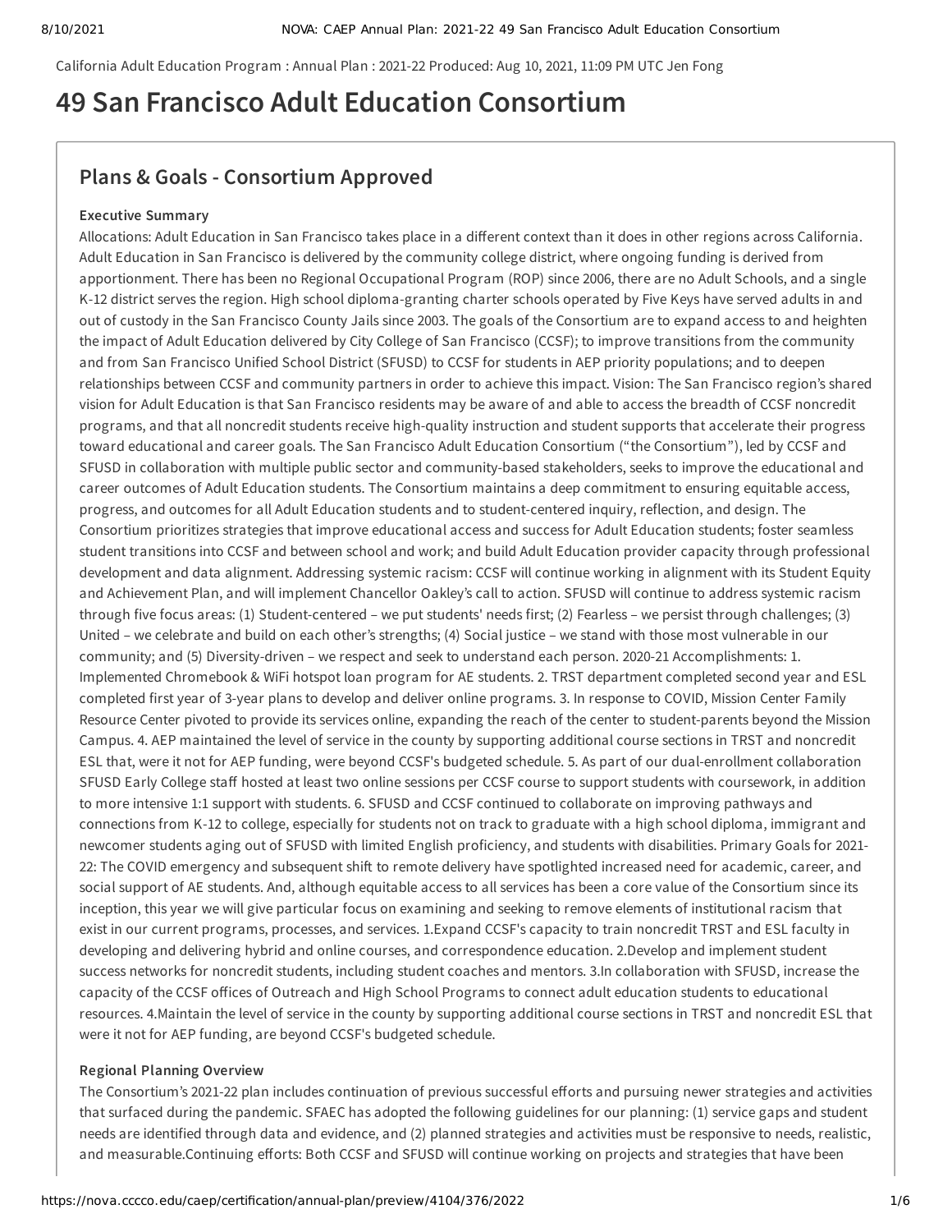California Adult Education Program : Annual Plan : 2021-22 Produced: Aug 10, 2021, 11:09 PM UTC Jen Fong

# 49 San Francisco Adult Education Consortium

## Plans & Goals - Consortium Approved

### Executive Summary

Allocations: Adult Education in San Francisco takes place in a different context than it does in other regions across California. Adult Education in San Francisco is delivered by the community college district, where ongoing funding is derived from apportionment. There has been no Regional Occupational Program (ROP) since 2006, there are no Adult Schools, and a single K-12 district serves the region. High school diploma-granting charter schools operated by Five Keys have served adults in and out of custody in the San Francisco County Jails since 2003. The goals of the Consortium are to expand access to and heighten the impact of Adult Education delivered by City College of San Francisco (CCSF); to improve transitions from the community and from San Francisco Unified School District (SFUSD) to CCSF for students in AEP priority populations; and to deepen relationships between CCSF and community partners in order to achieve this impact. Vision: The San Francisco region's shared vision for Adult Education is that San Francisco residents may be aware of and able to access the breadth of CCSF noncredit programs, and that all noncredit students receive high-quality instruction and student supports that accelerate their progress toward educational and career goals. The San Francisco Adult Education Consortium ("the Consortium"), led by CCSF and SFUSD in collaboration with multiple public sector and community-based stakeholders, seeks to improve the educational and career outcomes of Adult Education students. The Consortium maintains a deep commitment to ensuring equitable access, progress, and outcomes for all Adult Education students and to student-centered inquiry, reflection, and design. The Consortium prioritizes strategies that improve educational access and success for Adult Education students; foster seamless student transitions into CCSF and between school and work; and build Adult Education provider capacity through professional development and data alignment. Addressing systemic racism: CCSF will continue working in alignment with its Student Equity and Achievement Plan, and will implement Chancellor Oakley's call to action. SFUSD will continue to address systemic racism through five focus areas: (1) Student-centered – we put students' needs first; (2) Fearless – we persist through challenges; (3) United – we celebrate and build on each other's strengths; (4) Social justice – we stand with those most vulnerable in our community; and (5) Diversity-driven – we respect and seek to understand each person. 2020-21 Accomplishments: 1. Implemented Chromebook & WiFi hotspot loan program for AE students. 2. TRST department completed second year and ESL completed first year of 3-year plans to develop and deliver online programs. 3. In response to COVID, Mission Center Family Resource Center pivoted to provide its services online, expanding the reach of the center to student-parents beyond the Mission Campus. 4. AEP maintained the level of service in the county by supporting additional course sections in TRST and noncredit ESL that, were it not for AEP funding, were beyond CCSF's budgeted schedule. 5. As part of our dual-enrollment collaboration SFUSD Early College staff hosted at least two online sessions per CCSF course to support students with coursework, in addition to more intensive 1:1 support with students. 6. SFUSD and CCSF continued to collaborate on improving pathways and connections from K-12 to college, especially for students not on track to graduate with a high school diploma, immigrant and newcomer students aging out of SFUSD with limited English proficiency, and students with disabilities. Primary Goals for 2021-22: The COVID emergency and subsequent shift to remote delivery have spotlighted increased need for academic, career, and social support of AE students. And, although equitable access to all services has been a core value of the Consortium since its inception, this year we will give particular focus on examining and seeking to remove elements of institutional racism that exist in our current programs, processes, and services. 1.Expand CCSF's capacity to train noncredit TRST and ESL faculty in developing and delivering hybrid and online courses, and correspondence education. 2.Develop and implement student success networks for noncredit students, including student coaches and mentors. 3.In collaboration with SFUSD, increase the capacity of the CCSF offices of Outreach and High School Programs to connect adult education students to educational resources. 4.Maintain the level of service in the county by supporting additional course sections in TRST and noncredit ESL that were it not for AEP funding, are beyond CCSF's budgeted schedule.

### Regional Planning Overview

The Consortium's 2021-22 plan includes continuation of previous successful efforts and pursuing newer strategies and activities that surfaced during the pandemic. SFAEC has adopted the following guidelines for our planning: (1) service gaps and student needs are identified through data and evidence, and (2) planned strategies and activities must be responsive to needs, realistic, and measurable.Continuing efforts: Both CCSF and SFUSD will continue working on projects and strategies that have been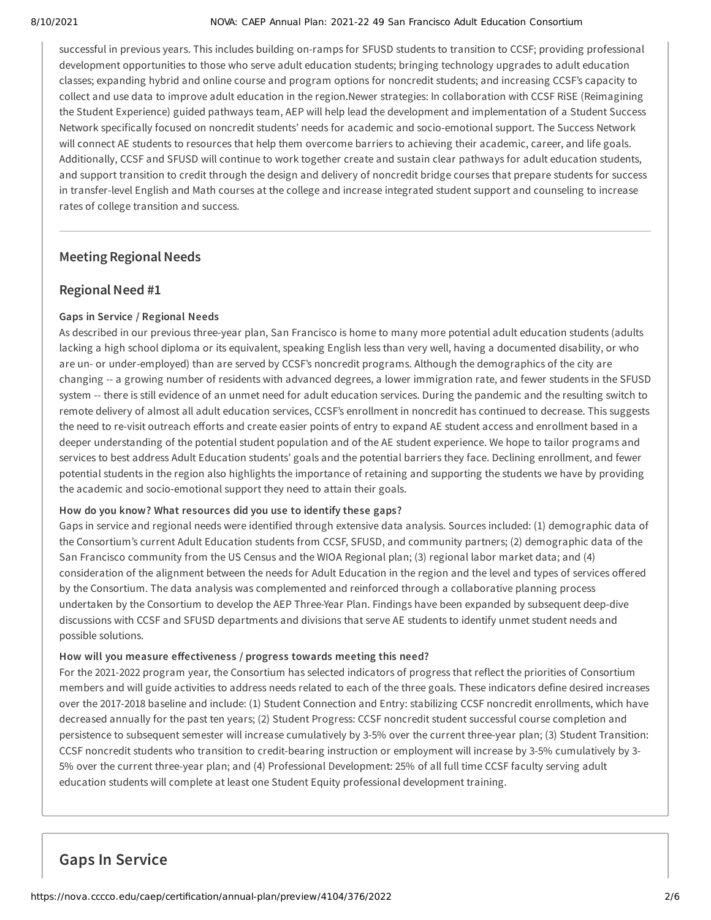successful in previous years. This includes building on-ramps for SFUSD students to transition to CCSF; providing professional development opportunities to those who serve adult education students; bringing technology upgrades to adult education classes; expanding hybrid and online course and program options for noncredit students; and increasing CCSF's capacity to collect and use data to improve adult education in the region.Newer strategies: In collaboration with CCSF RiSE (Reimagining the Student Experience) guided pathways team, AEP will help lead the development and implementation of a Student Success Network specifically focused on noncredit students' needs for academic and socio-emotional support. The Success Network will connect AE students to resources that help them overcome barriers to achieving their academic, career, and life goals. Additionally, CCSF and SFUSD will continue to work together create and sustain clear pathways for adult education students, and support transition to credit through the design and delivery of noncredit bridge courses that prepare students for success in transfer-level English and Math courses at the college and increase integrated student support and counseling to increase rates of college transition and success.

---

## Meeting Regional Needs

### Regional Need #1

**Gaps in Service / Regional Needs**

As described in our previous three-year plan, San Francisco is home to many more potential adult education students (adults lacking a high school diploma or its equivalent, speaking English less than very well, having a documented disability, or who are un- or under-employed) than are served by CCSF's noncredit programs. Although the demographics of the city are changing -- a growing number of residents with advanced degrees, a lower immigration rate, and fewer students in the SFUSD system -- there is still evidence of an unmet need for adult education services. During the pandemic and the resulting switch to remote delivery of almost all adult education services, CCSF's enrollment in noncredit has continued to decrease. This suggests the need to re-visit outreach efforts and create easier points of entry to expand AE student access and enrollment based in a deeper understanding of the potential student population and of the AE student experience. We hope to tailor programs and services to best address Adult Education students' goals and the potential barriers they face. Declining enrollment, and fewer potential students in the region also highlights the importance of retaining and supporting the students we have by providing the academic and socio-emotional support they need to attain their goals.

**How do you know? What resources did you use to identify these gaps?**

Gaps in service and regional needs were identified through extensive data analysis. Sources included: (1) demographic data of the Consortium's current Adult Education students from CCSF, SFUSD, and community partners; (2) demographic data of the San Francisco community from the US Census and the WIOA Regional plan; (3) regional labor market data; and (4) consideration of the alignment between the needs for Adult Education in the region and the level and types of services offered by the Consortium. The data analysis was complemented and reinforced through a collaborative planning process undertaken by the Consortium to develop the AEP Three-Year Plan. Findings have been expanded by subsequent deep-dive discussions with CCSF and SFUSD departments and divisions that serve AE students to identify unmet student needs and possible solutions.

**How will you measure effectiveness / progress towards meeting this need?**

For the 2021-2022 program year, the Consortium has selected indicators of progress that reflect the priorities of Consortium members and will guide activities to address needs related to each of the three goals. These indicators define desired increases over the 2017-2018 baseline and include: (1) Student Connection and Entry: stabilizing CCSF noncredit enrollments, which have decreased annually for the past ten years; (2) Student Progress: CCSF noncredit student successful course completion and persistence to subsequent semester will increase cumulatively by 3-5% over the current three-year plan; (3) Student Transition: CCSF noncredit students who transition to credit-bearing instruction or employment will increase by 3-5% cumulatively by 3-5% over the current three-year plan; and (4) Professional Development: 25% of all full time CCSF faculty serving adult education students will complete at least one Student Equity professional development training.

## Gaps In Service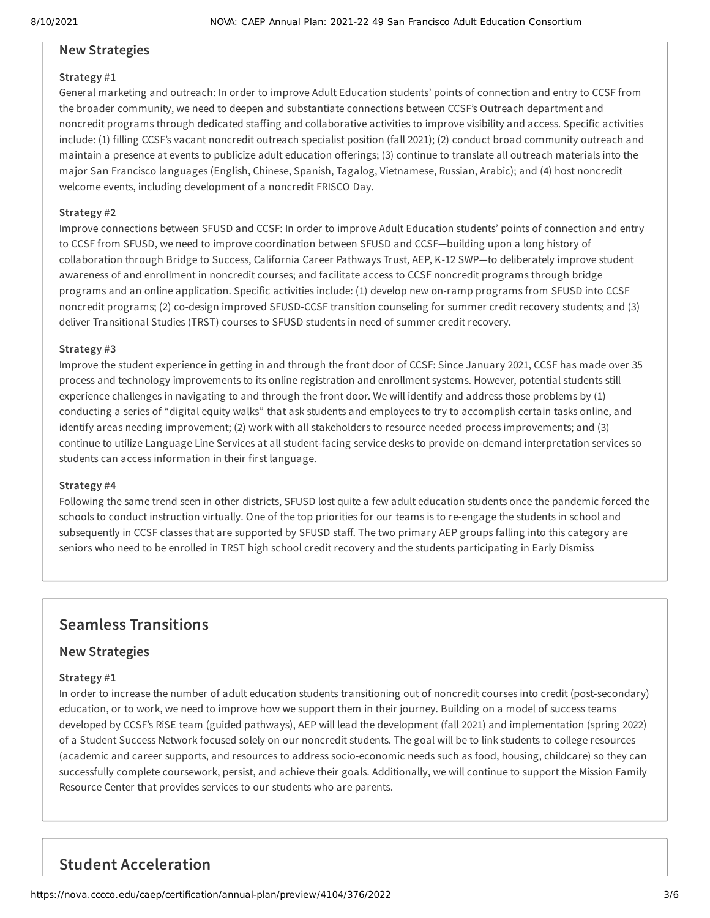### New Strategies

#### Strategy #1

General marketing and outreach: In order to improve Adult Education students' points of connection and entry to CCSF from the broader community, we need to deepen and substantiate connections between CCSF's Outreach department and noncredit programs through dedicated staffing and collaborative activities to improve visibility and access. Specific activities include: (1) filling CCSF's vacant noncredit outreach specialist position (fall 2021); (2) conduct broad community outreach and maintain a presence at events to publicize adult education offerings; (3) continue to translate all outreach materials into the major San Francisco languages (English, Chinese, Spanish, Tagalog, Vietnamese, Russian, Arabic); and (4) host noncredit welcome events, including development of a noncredit FRISCO Day.

#### Strategy #2

Improve connections between SFUSD and CCSF: In order to improve Adult Education students' points of connection and entry to CCSF from SFUSD, we need to improve coordination between SFUSD and CCSF—building upon a long history of collaboration through Bridge to Success, California Career Pathways Trust, AEP, K-12 SWP—to deliberately improve student awareness of and enrollment in noncredit courses; and facilitate access to CCSF noncredit programs through bridge programs and an online application. Specific activities include: (1) develop new on-ramp programs from SFUSD into CCSF noncredit programs; (2) co-design improved SFUSD-CCSF transition counseling for summer credit recovery students; and (3) deliver Transitional Studies (TRST) courses to SFUSD students in need of summer credit recovery.

#### Strategy #3

Improve the student experience in getting in and through the front door of CCSF: Since January 2021, CCSF has made over 35 process and technology improvements to its online registration and enrollment systems. However, potential students still experience challenges in navigating to and through the front door. We will identify and address those problems by (1) conducting a series of "digital equity walks" that ask students and employees to try to accomplish certain tasks online, and identify areas needing improvement; (2) work with all stakeholders to resource needed process improvements; and (3) continue to utilize Language Line Services at all student-facing service desks to provide on-demand interpretation services so students can access information in their first language.

#### Strategy #4

Following the same trend seen in other districts, SFUSD lost quite a few adult education students once the pandemic forced the schools to conduct instruction virtually. One of the top priorities for our teams is to re-engage the students in school and subsequently in CCSF classes that are supported by SFUSD staff. The two primary AEP groups falling into this category are seniors who need to be enrolled in TRST high school credit recovery and the students participating in Early Dismiss

## Seamless Transitions

### New Strategies

#### Strategy #1

In order to increase the number of adult education students transitioning out of noncredit courses into credit (post-secondary) education, or to work, we need to improve how we support them in their journey. Building on a model of success teams developed by CCSF's RiSE team (guided pathways), AEP will lead the development (fall 2021) and implementation (spring 2022) of a Student Success Network focused solely on our noncredit students. The goal will be to link students to college resources (academic and career supports, and resources to address socio-economic needs such as food, housing, childcare) so they can successfully complete coursework, persist, and achieve their goals. Additionally, we will continue to support the Mission Family Resource Center that provides services to our students who are parents.

## Student Acceleration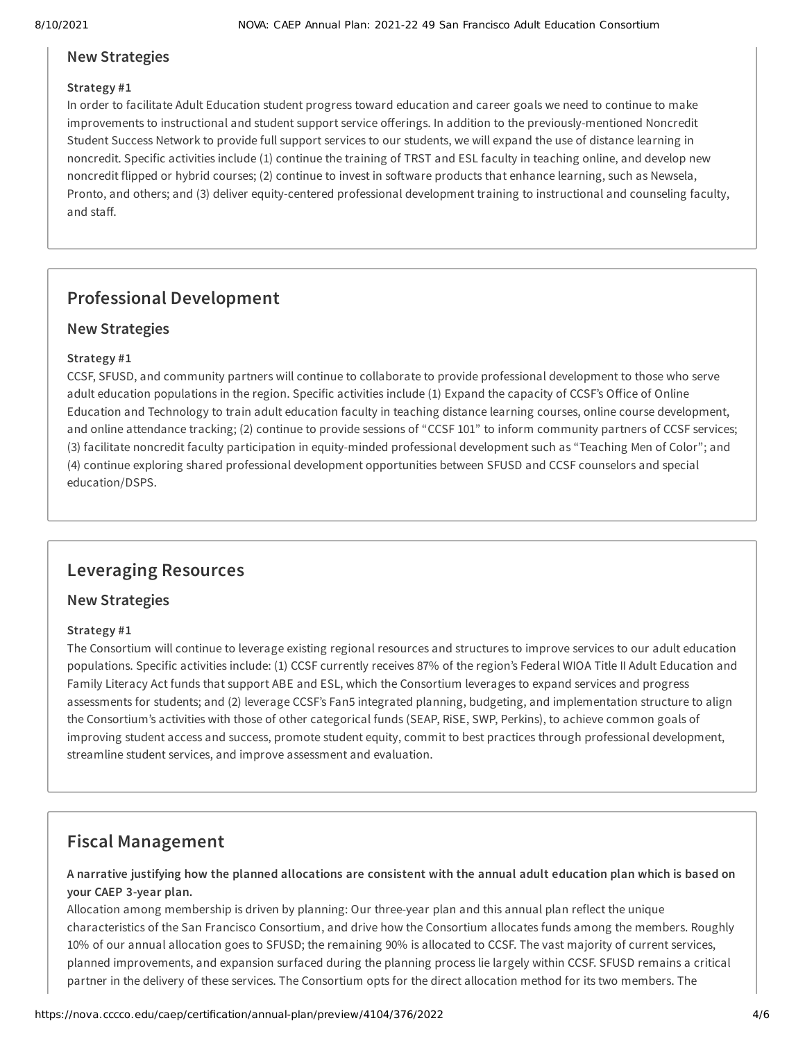### New Strategies

**Strategy #1**

In order to facilitate Adult Education student progress toward education and career goals we need to continue to make improvements to instructional and student support service offerings. In addition to the previously-mentioned Noncredit Student Success Network to provide full support services to our students, we will expand the use of distance learning in noncredit. Specific activities include (1) continue the training of TRST and ESL faculty in teaching online, and develop new noncredit flipped or hybrid courses; (2) continue to invest in software products that enhance learning, such as Newsela, Pronto, and others; and (3) deliver equity-centered professional development training to instructional and counseling faculty, and staff.

## Professional Development

### New Strategies

**Strategy #1**

CCSF, SFUSD, and community partners will continue to collaborate to provide professional development to those who serve adult education populations in the region. Specific activities include (1) Expand the capacity of CCSF's Office of Online Education and Technology to train adult education faculty in teaching distance learning courses, online course development, and online attendance tracking; (2) continue to provide sessions of "CCSF 101" to inform community partners of CCSF services; (3) facilitate noncredit faculty participation in equity-minded professional development such as "Teaching Men of Color"; and (4) continue exploring shared professional development opportunities between SFUSD and CCSF counselors and special education/DSPS.

## Leveraging Resources

### New Strategies

**Strategy #1**

The Consortium will continue to leverage existing regional resources and structures to improve services to our adult education populations. Specific activities include: (1) CCSF currently receives 87% of the region's Federal WIOA Title II Adult Education and Family Literacy Act funds that support ABE and ESL, which the Consortium leverages to expand services and progress assessments for students; and (2) leverage CCSF's Fan5 integrated planning, budgeting, and implementation structure to align the Consortium's activities with those of other categorical funds (SEAP, RiSE, SWP, Perkins), to achieve common goals of improving student access and success, promote student equity, commit to best practices through professional development, streamline student services, and improve assessment and evaluation.

## Fiscal Management

**A narrative justifying how the planned allocations are consistent with the annual adult education plan which is based on your CAEP 3-year plan.**

Allocation among membership is driven by planning: Our three-year plan and this annual plan reflect the unique characteristics of the San Francisco Consortium, and drive how the Consortium allocates funds among the members. Roughly 10% of our annual allocation goes to SFUSD; the remaining 90% is allocated to CCSF. The vast majority of current services, planned improvements, and expansion surfaced during the planning process lie largely within CCSF. SFUSD remains a critical partner in the delivery of these services. The Consortium opts for the direct allocation method for its two members. The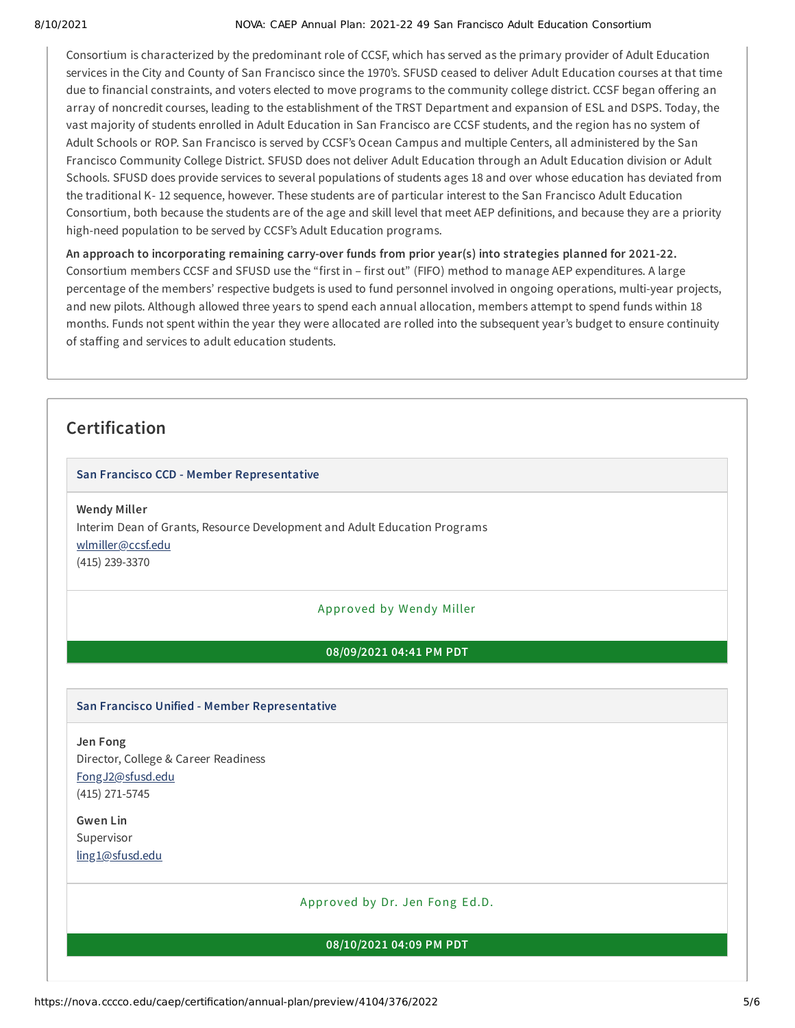Consortium is characterized by the predominant role of CCSF, which has served as the primary provider of Adult Education services in the City and County of San Francisco since the 1970's. SFUSD ceased to deliver Adult Education courses at that time due to financial constraints, and voters elected to move programs to the community college district. CCSF began offering an array of noncredit courses, leading to the establishment of the TRST Department and expansion of ESL and DSPS. Today, the vast majority of students enrolled in Adult Education in San Francisco are CCSF students, and the region has no system of Adult Schools or ROP. San Francisco is served by CCSF's Ocean Campus and multiple Centers, all administered by the San Francisco Community College District. SFUSD does not deliver Adult Education through an Adult Education division or Adult Schools. SFUSD does provide services to several populations of students ages 18 and over whose education has deviated from the traditional K- 12 sequence, however. These students are of particular interest to the San Francisco Adult Education Consortium, both because the students are of the age and skill level that meet AEP definitions, and because they are a priority high-need population to be served by CCSF's Adult Education programs.

**An approach to incorporating remaining carry-over funds from prior year(s) into strategies planned for 2021-22.**
Consortium members CCSF and SFUSD use the "first in – first out" (FIFO) method to manage AEP expenditures. A large percentage of the members' respective budgets is used to fund personnel involved in ongoing operations, multi-year projects, and new pilots. Although allowed three years to spend each annual allocation, members attempt to spend funds within 18 months. Funds not spent within the year they were allocated are rolled into the subsequent year's budget to ensure continuity of staffing and services to adult education students.

## Certification

### San Francisco CCD - Member Representative

**Wendy Miller**
Interim Dean of Grants, Resource Development and Adult Education Programs
wlmiller@ccsf.edu
(415) 239-3370

Approved by Wendy Miller

**08/09/2021 04:41 PM PDT**

### San Francisco Unified - Member Representative

**Jen Fong**
Director, College & Career Readiness
FongJ2@sfusd.edu
(415) 271-5745

**Gwen Lin**
Supervisor
ling1@sfusd.edu

Approved by Dr. Jen Fong Ed.D.

**08/10/2021 04:09 PM PDT**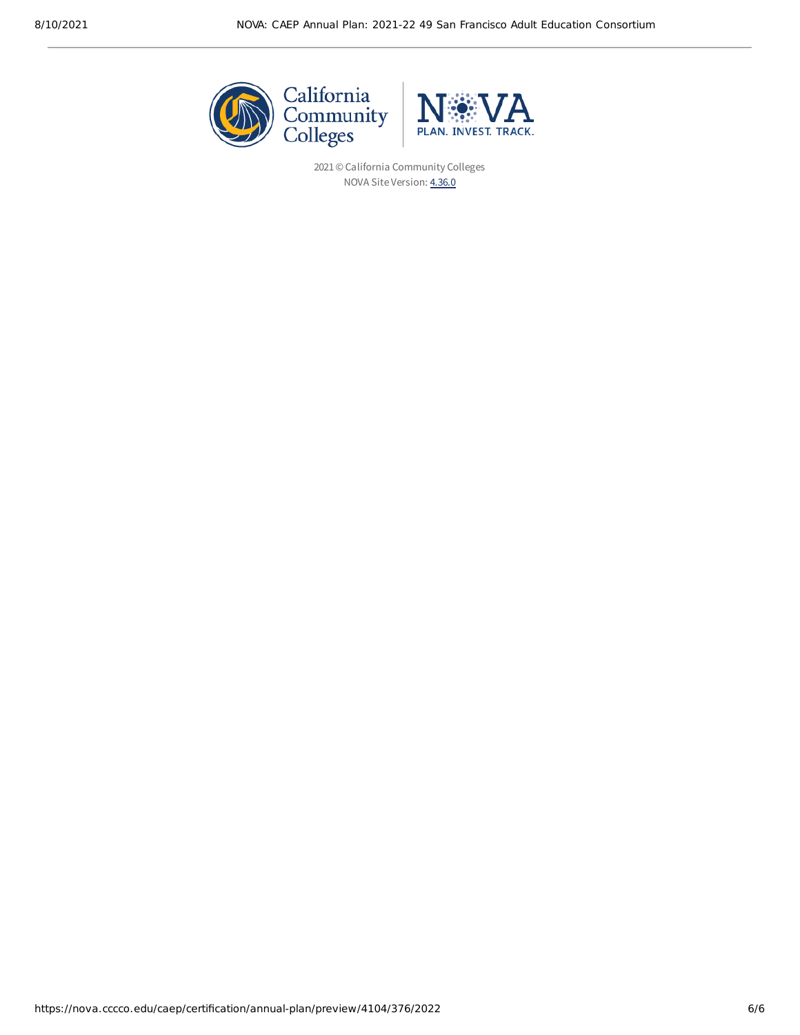2021 © California Community Colleges
NOVA Site Version: 4.36.0